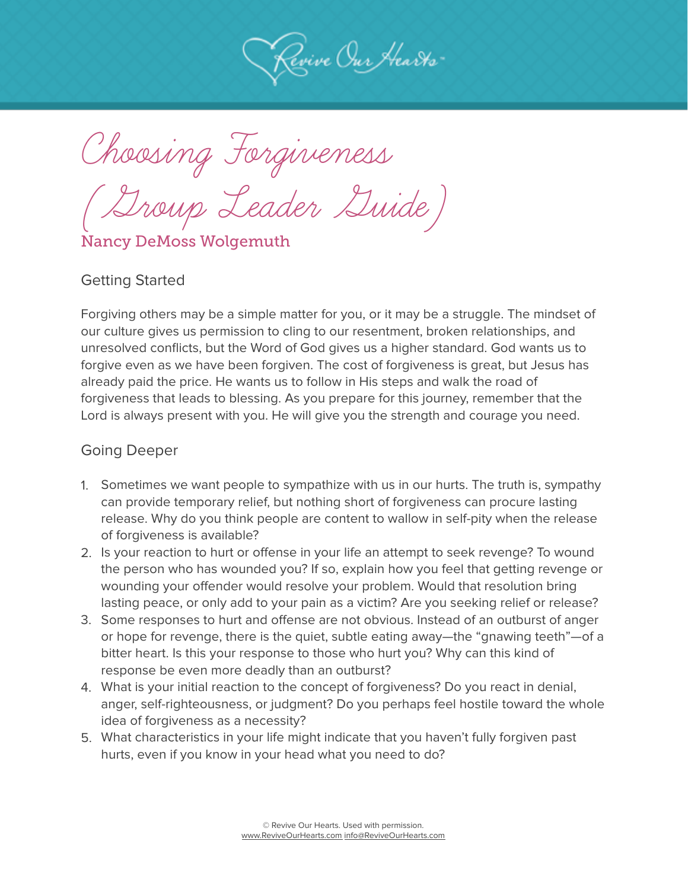# Choosing Forgiveness (Group Leader Guide)

Nancy DeMoss Wolgemuth

## Getting Started

Forgiving others may be a simple matter for you, or it may be a struggle. The mindset of our culture gives us permission to cling to our resentment, broken relationships, and unresolved conflicts, but the Word of God gives us a higher standard. God wants us to forgive even as we have been forgiven. The cost of forgiveness is great, but Jesus has already paid the price. He wants us to follow in His steps and walk the road of forgiveness that leads to blessing. As you prepare for this journey, remember that the Lord is always present with you. He will give you the strength and courage you need.

## Going Deeper

1. Sometimes we want people to sympathize with us in our hurts. The truth is, sympathy can provide temporary relief, but nothing short of forgiveness can procure lasting release. Why do you think people are content to wallow in self-pity when the release of forgiveness is available?
2. Is your reaction to hurt or offense in your life an attempt to seek revenge? To wound the person who has wounded you? If so, explain how you feel that getting revenge or wounding your offender would resolve your problem. Would that resolution bring lasting peace, or only add to your pain as a victim? Are you seeking relief or release?
3. Some responses to hurt and offense are not obvious. Instead of an outburst of anger or hope for revenge, there is the quiet, subtle eating away—the "gnawing teeth"—of a bitter heart. Is this your response to those who hurt you? Why can this kind of response be even more deadly than an outburst?
4. What is your initial reaction to the concept of forgiveness? Do you react in denial, anger, self-righteousness, or judgment? Do you perhaps feel hostile toward the whole idea of forgiveness as a necessity?
5. What characteristics in your life might indicate that you haven't fully forgiven past hurts, even if you know in your head what you need to do?

© Revive Our Hearts. Used with permission.
www.ReviveOurHearts.com info@ReviveOurHearts.com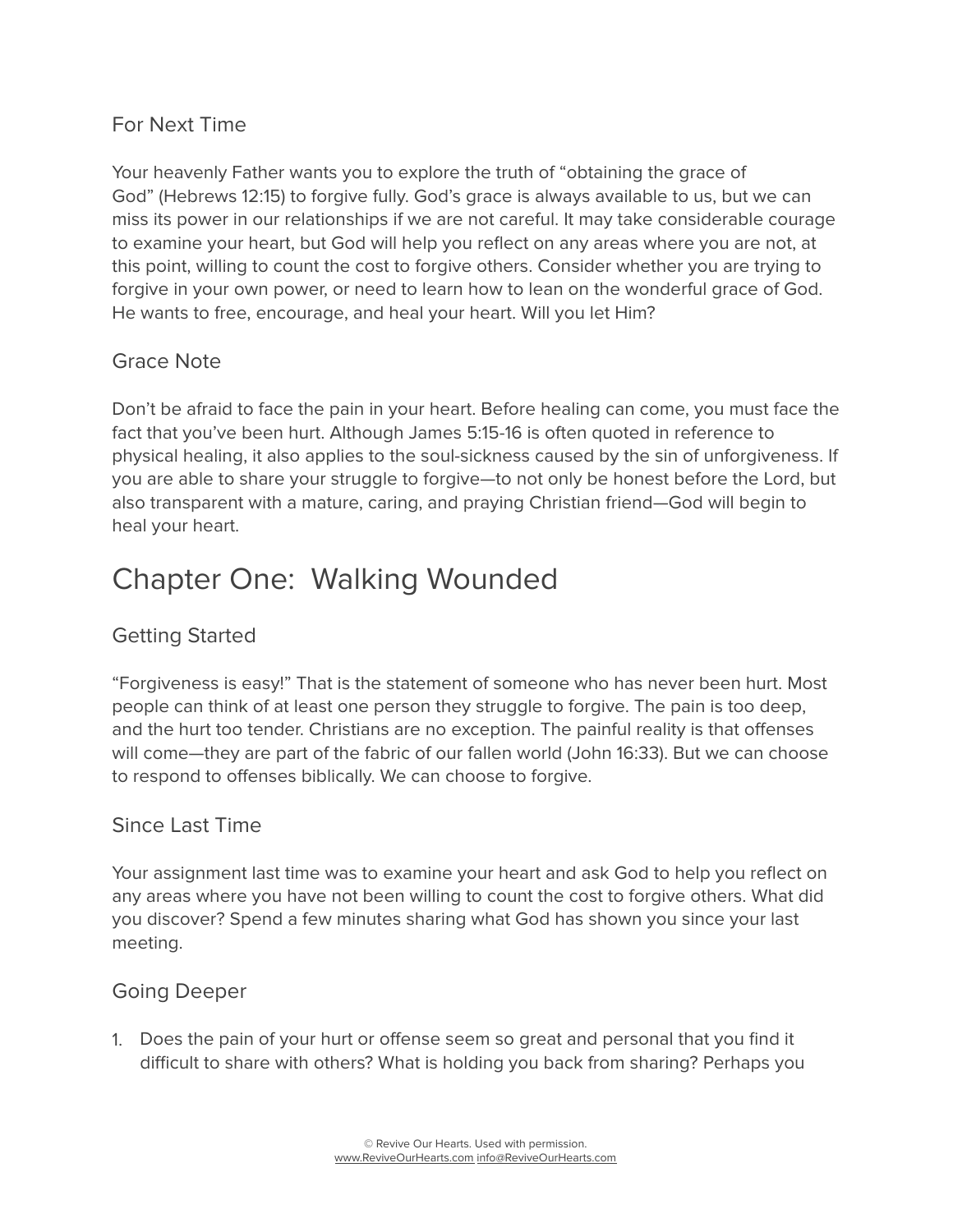### For Next Time

Your heavenly Father wants you to explore the truth of “obtaining the grace of God” (Hebrews 12:15) to forgive fully. God’s grace is always available to us, but we can miss its power in our relationships if we are not careful. It may take considerable courage to examine your heart, but God will help you reflect on any areas where you are not, at this point, willing to count the cost to forgive others. Consider whether you are trying to forgive in your own power, or need to learn how to lean on the wonderful grace of God. He wants to free, encourage, and heal your heart. Will you let Him?

### Grace Note

Don’t be afraid to face the pain in your heart. Before healing can come, you must face the fact that you’ve been hurt. Although James 5:15-16 is often quoted in reference to physical healing, it also applies to the soul-sickness caused by the sin of unforgiveness. If you are able to share your struggle to forgive—to not only be honest before the Lord, but also transparent with a mature, caring, and praying Christian friend—God will begin to heal your heart.

## Chapter One: Walking Wounded

### Getting Started

“Forgiveness is easy!” That is the statement of someone who has never been hurt. Most people can think of at least one person they struggle to forgive. The pain is too deep, and the hurt too tender. Christians are no exception. The painful reality is that offenses will come—they are part of the fabric of our fallen world (John 16:33). But we can choose to respond to offenses biblically. We can choose to forgive.

### Since Last Time

Your assignment last time was to examine your heart and ask God to help you reflect on any areas where you have not been willing to count the cost to forgive others. What did you discover? Spend a few minutes sharing what God has shown you since your last meeting.

### Going Deeper

1. Does the pain of your hurt or offense seem so great and personal that you find it difficult to share with others? What is holding you back from sharing? Perhaps you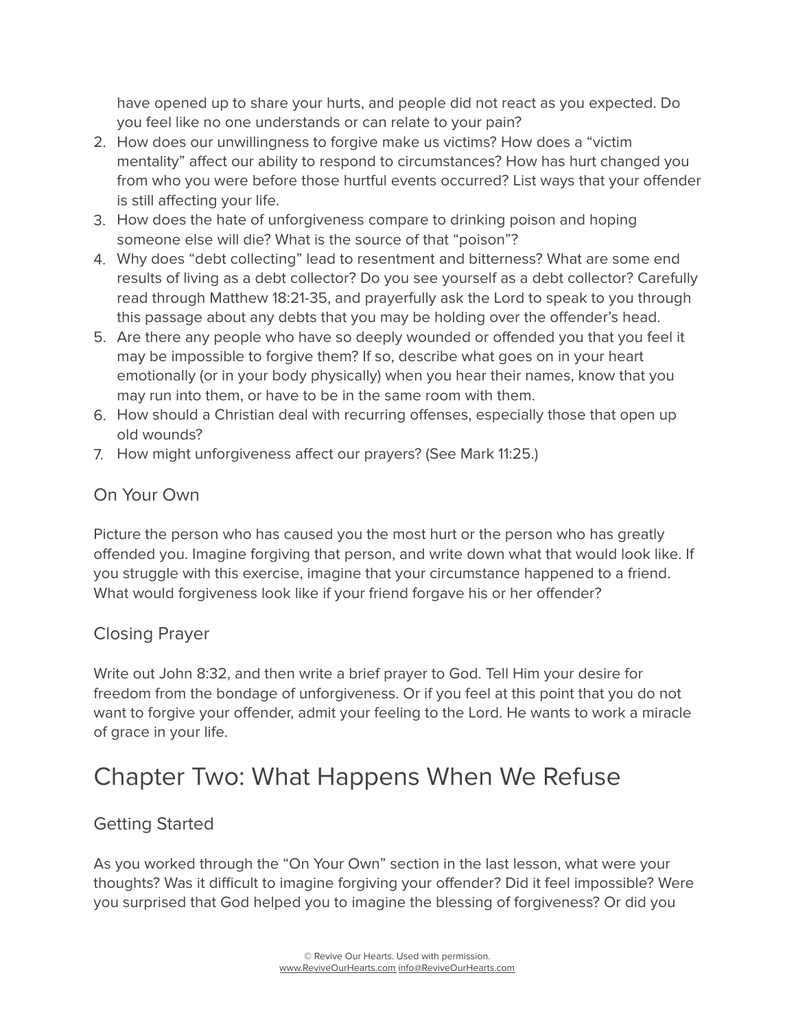have opened up to share your hurts, and people did not react as you expected. Do you feel like no one understands or can relate to your pain?

2. How does our unwillingness to forgive make us victims? How does a "victim mentality" affect our ability to respond to circumstances? How has hurt changed you from who you were before those hurtful events occurred? List ways that your offender is still affecting your life.
3. How does the hate of unforgiveness compare to drinking poison and hoping someone else will die? What is the source of that "poison"?
4. Why does "debt collecting" lead to resentment and bitterness? What are some end results of living as a debt collector? Do you see yourself as a debt collector? Carefully read through Matthew 18:21-35, and prayerfully ask the Lord to speak to you through this passage about any debts that you may be holding over the offender's head.
5. Are there any people who have so deeply wounded or offended you that you feel it may be impossible to forgive them? If so, describe what goes on in your heart emotionally (or in your body physically) when you hear their names, know that you may run into them, or have to be in the same room with them.
6. How should a Christian deal with recurring offenses, especially those that open up old wounds?
7. How might unforgiveness affect our prayers? (See Mark 11:25.)

### On Your Own

Picture the person who has caused you the most hurt or the person who has greatly offended you. Imagine forgiving that person, and write down what that would look like. If you struggle with this exercise, imagine that your circumstance happened to a friend. What would forgiveness look like if your friend forgave his or her offender?

### Closing Prayer

Write out John 8:32, and then write a brief prayer to God. Tell Him your desire for freedom from the bondage of unforgiveness. Or if you feel at this point that you do not want to forgive your offender, admit your feeling to the Lord. He wants to work a miracle of grace in your life.

## Chapter Two: What Happens When We Refuse

### Getting Started

As you worked through the "On Your Own" section in the last lesson, what were your thoughts? Was it difficult to imagine forgiving your offender? Did it feel impossible? Were you surprised that God helped you to imagine the blessing of forgiveness? Or did you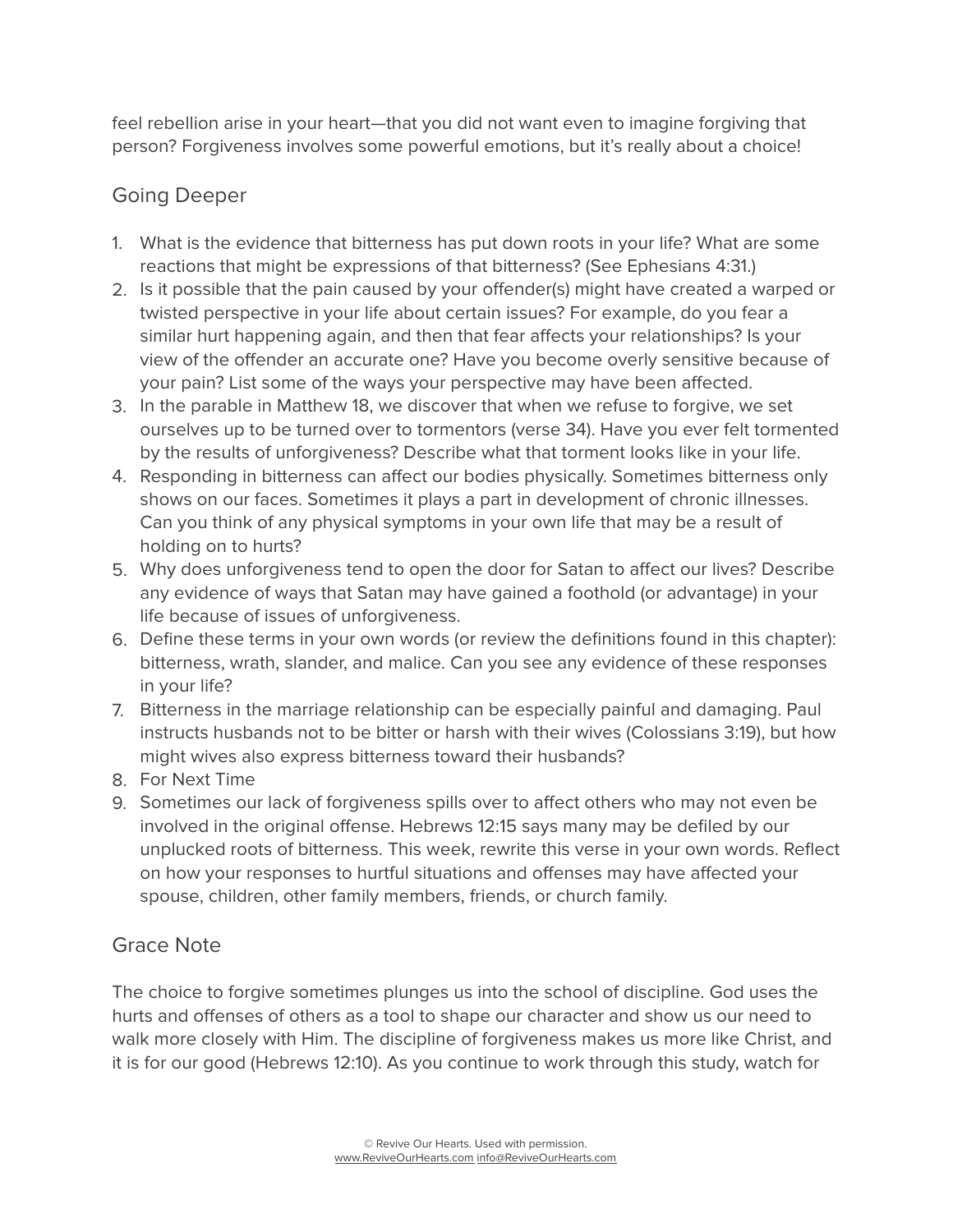feel rebellion arise in your heart—that you did not want even to imagine forgiving that person? Forgiveness involves some powerful emotions, but it's really about a choice!

## Going Deeper

1. What is the evidence that bitterness has put down roots in your life? What are some reactions that might be expressions of that bitterness? (See Ephesians 4:31.)
2. Is it possible that the pain caused by your offender(s) might have created a warped or twisted perspective in your life about certain issues? For example, do you fear a similar hurt happening again, and then that fear affects your relationships? Is your view of the offender an accurate one? Have you become overly sensitive because of your pain? List some of the ways your perspective may have been affected.
3. In the parable in Matthew 18, we discover that when we refuse to forgive, we set ourselves up to be turned over to tormentors (verse 34). Have you ever felt tormented by the results of unforgiveness? Describe what that torment looks like in your life.
4. Responding in bitterness can affect our bodies physically. Sometimes bitterness only shows on our faces. Sometimes it plays a part in development of chronic illnesses. Can you think of any physical symptoms in your own life that may be a result of holding on to hurts?
5. Why does unforgiveness tend to open the door for Satan to affect our lives? Describe any evidence of ways that Satan may have gained a foothold (or advantage) in your life because of issues of unforgiveness.
6. Define these terms in your own words (or review the definitions found in this chapter): bitterness, wrath, slander, and malice. Can you see any evidence of these responses in your life?
7. Bitterness in the marriage relationship can be especially painful and damaging. Paul instructs husbands not to be bitter or harsh with their wives (Colossians 3:19), but how might wives also express bitterness toward their husbands?
8. For Next Time
9. Sometimes our lack of forgiveness spills over to affect others who may not even be involved in the original offense. Hebrews 12:15 says many may be defiled by our unplucked roots of bitterness. This week, rewrite this verse in your own words. Reflect on how your responses to hurtful situations and offenses may have affected your spouse, children, other family members, friends, or church family.

## Grace Note

The choice to forgive sometimes plunges us into the school of discipline. God uses the hurts and offenses of others as a tool to shape our character and show us our need to walk more closely with Him. The discipline of forgiveness makes us more like Christ, and it is for our good (Hebrews 12:10). As you continue to work through this study, watch for

© Revive Our Hearts. Used with permission.
www.ReviveOurHearts.com info@ReviveOurHearts.com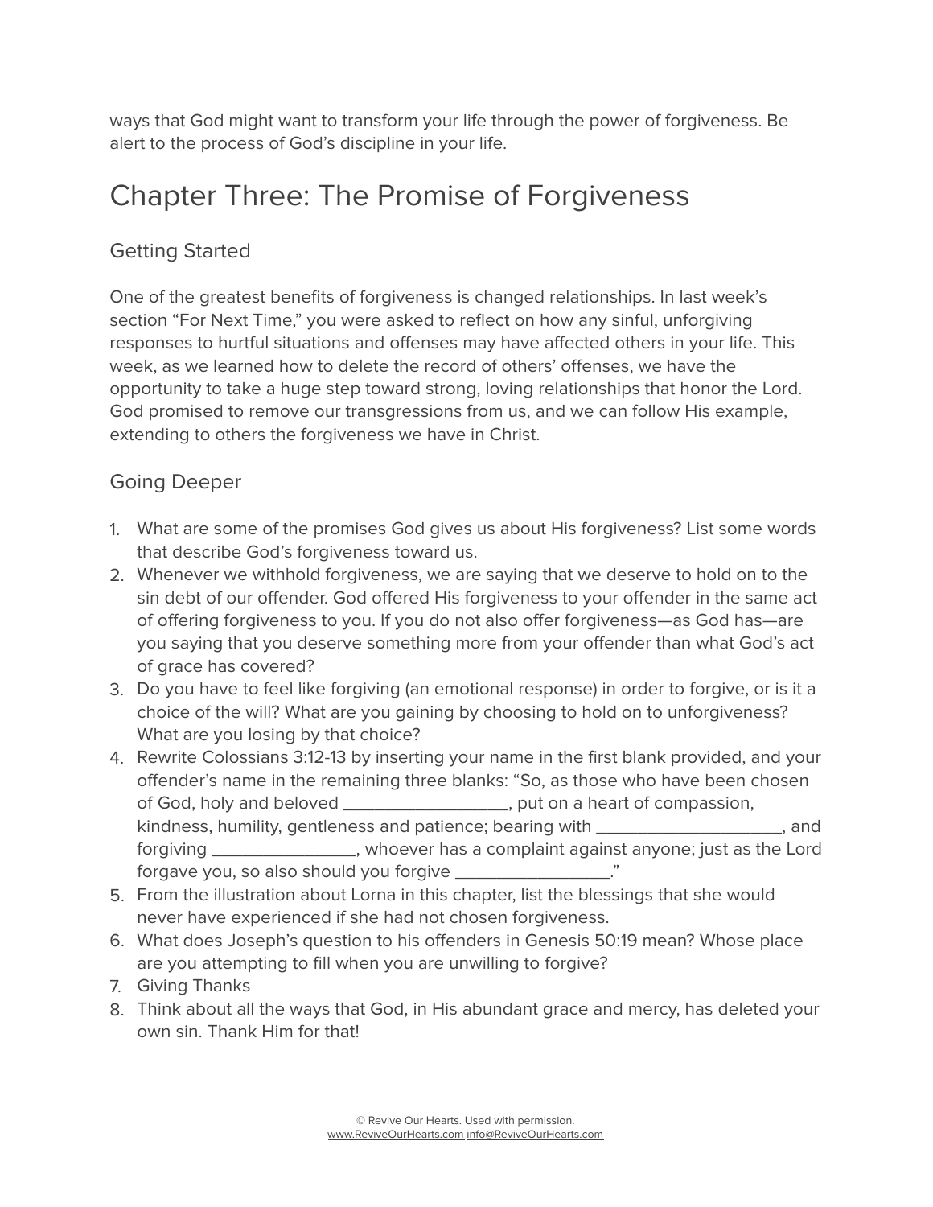ways that God might want to transform your life through the power of forgiveness. Be alert to the process of God's discipline in your life.

# Chapter Three: The Promise of Forgiveness

## Getting Started

One of the greatest benefits of forgiveness is changed relationships. In last week's section "For Next Time," you were asked to reflect on how any sinful, unforgiving responses to hurtful situations and offenses may have affected others in your life. This week, as we learned how to delete the record of others' offenses, we have the opportunity to take a huge step toward strong, loving relationships that honor the Lord. God promised to remove our transgressions from us, and we can follow His example, extending to others the forgiveness we have in Christ.

## Going Deeper

1. What are some of the promises God gives us about His forgiveness? List some words that describe God's forgiveness toward us.
2. Whenever we withhold forgiveness, we are saying that we deserve to hold on to the sin debt of our offender. God offered His forgiveness to your offender in the same act of offering forgiveness to you. If you do not also offer forgiveness—as God has—are you saying that you deserve something more from your offender than what God's act of grace has covered?
3. Do you have to feel like forgiving (an emotional response) in order to forgive, or is it a choice of the will? What are you gaining by choosing to hold on to unforgiveness? What are you losing by that choice?
4. Rewrite Colossians 3:12-13 by inserting your name in the first blank provided, and your offender's name in the remaining three blanks: "So, as those who have been chosen of God, holy and beloved __________________, put on a heart of compassion, kindness, humility, gentleness and patience; bearing with _____________________, and forgiving ________________, whoever has a complaint against anyone; just as the Lord forgave you, so also should you forgive _________________."
5. From the illustration about Lorna in this chapter, list the blessings that she would never have experienced if she had not chosen forgiveness.
6. What does Joseph's question to his offenders in Genesis 50:19 mean? Whose place are you attempting to fill when you are unwilling to forgive?
7. Giving Thanks
8. Think about all the ways that God, in His abundant grace and mercy, has deleted your own sin. Thank Him for that!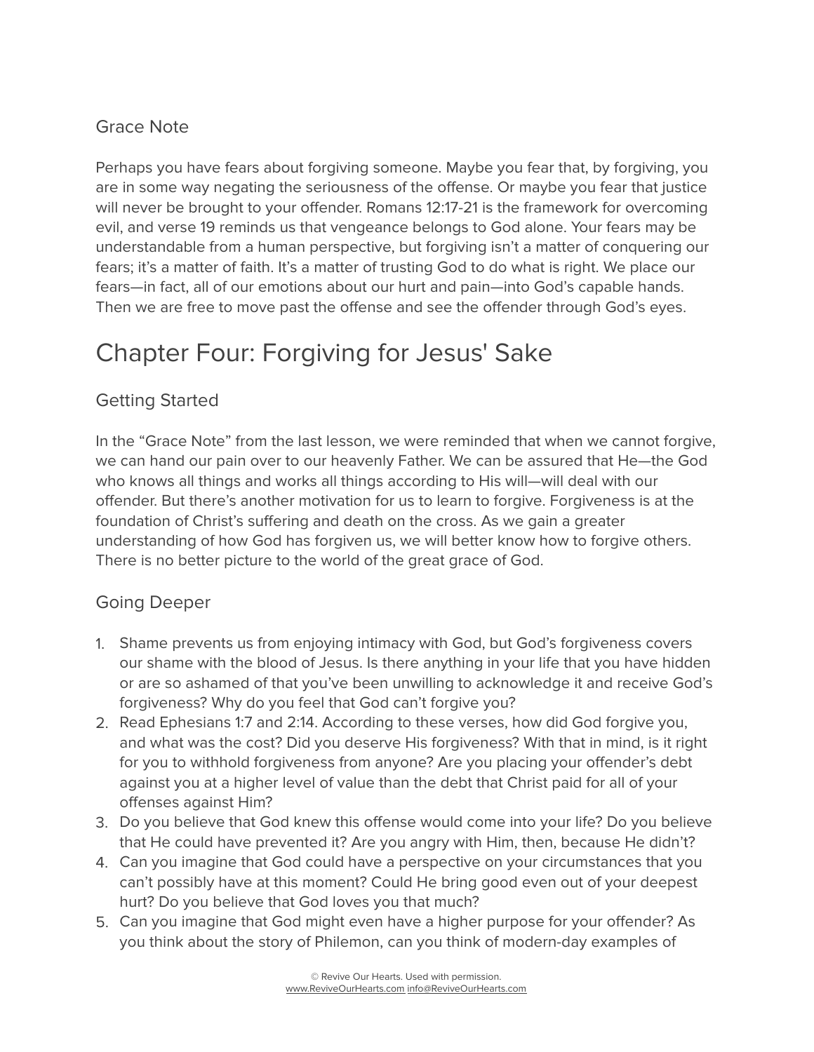## Grace Note

Perhaps you have fears about forgiving someone. Maybe you fear that, by forgiving, you are in some way negating the seriousness of the offense. Or maybe you fear that justice will never be brought to your offender. Romans 12:17-21 is the framework for overcoming evil, and verse 19 reminds us that vengeance belongs to God alone. Your fears may be understandable from a human perspective, but forgiving isn't a matter of conquering our fears; it's a matter of faith. It's a matter of trusting God to do what is right. We place our fears—in fact, all of our emotions about our hurt and pain—into God's capable hands. Then we are free to move past the offense and see the offender through God's eyes.

# Chapter Four: Forgiving for Jesus' Sake

## Getting Started

In the "Grace Note" from the last lesson, we were reminded that when we cannot forgive, we can hand our pain over to our heavenly Father. We can be assured that He—the God who knows all things and works all things according to His will—will deal with our offender. But there's another motivation for us to learn to forgive. Forgiveness is at the foundation of Christ's suffering and death on the cross. As we gain a greater understanding of how God has forgiven us, we will better know how to forgive others. There is no better picture to the world of the great grace of God.

## Going Deeper

1. Shame prevents us from enjoying intimacy with God, but God's forgiveness covers our shame with the blood of Jesus. Is there anything in your life that you have hidden or are so ashamed of that you've been unwilling to acknowledge it and receive God's forgiveness? Why do you feel that God can't forgive you?
2. Read Ephesians 1:7 and 2:14. According to these verses, how did God forgive you, and what was the cost? Did you deserve His forgiveness? With that in mind, is it right for you to withhold forgiveness from anyone? Are you placing your offender's debt against you at a higher level of value than the debt that Christ paid for all of your offenses against Him?
3. Do you believe that God knew this offense would come into your life? Do you believe that He could have prevented it? Are you angry with Him, then, because He didn't?
4. Can you imagine that God could have a perspective on your circumstances that you can't possibly have at this moment? Could He bring good even out of your deepest hurt? Do you believe that God loves you that much?
5. Can you imagine that God might even have a higher purpose for your offender? As you think about the story of Philemon, can you think of modern-day examples of

© Revive Our Hearts. Used with permission.
www.ReviveOurHearts.com info@ReviveOurHearts.com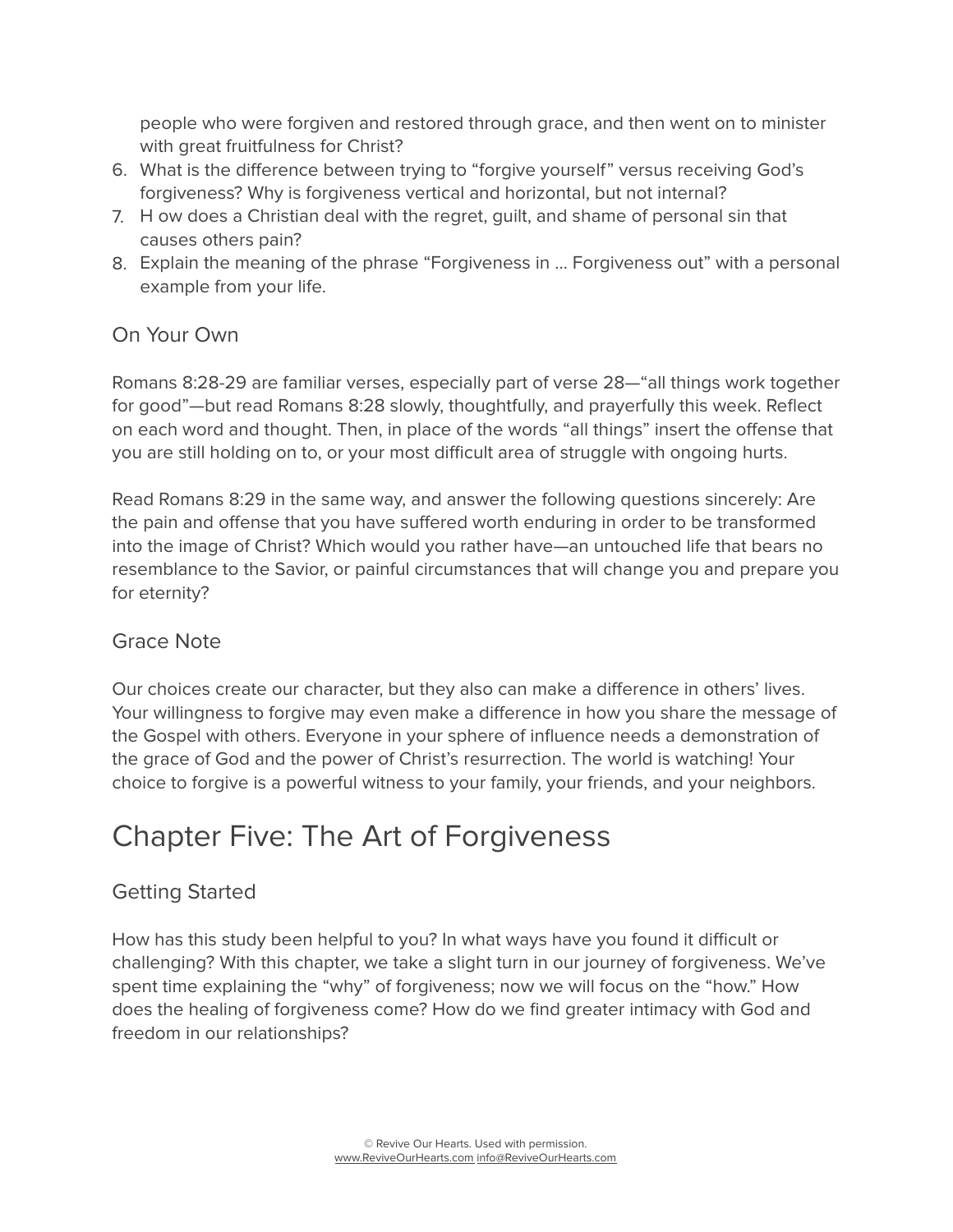people who were forgiven and restored through grace, and then went on to minister with great fruitfulness for Christ?

6. What is the difference between trying to "forgive yourself" versus receiving God's forgiveness? Why is forgiveness vertical and horizontal, but not internal?
7. H ow does a Christian deal with the regret, guilt, and shame of personal sin that causes others pain?
8. Explain the meaning of the phrase "Forgiveness in … Forgiveness out" with a personal example from your life.

### On Your Own

Romans 8:28-29 are familiar verses, especially part of verse 28—"all things work together for good"—but read Romans 8:28 slowly, thoughtfully, and prayerfully this week. Reflect on each word and thought. Then, in place of the words "all things" insert the offense that you are still holding on to, or your most difficult area of struggle with ongoing hurts.

Read Romans 8:29 in the same way, and answer the following questions sincerely: Are the pain and offense that you have suffered worth enduring in order to be transformed into the image of Christ? Which would you rather have—an untouched life that bears no resemblance to the Savior, or painful circumstances that will change you and prepare you for eternity?

### Grace Note

Our choices create our character, but they also can make a difference in others' lives. Your willingness to forgive may even make a difference in how you share the message of the Gospel with others. Everyone in your sphere of influence needs a demonstration of the grace of God and the power of Christ's resurrection. The world is watching! Your choice to forgive is a powerful witness to your family, your friends, and your neighbors.

## Chapter Five: The Art of Forgiveness

### Getting Started

How has this study been helpful to you? In what ways have you found it difficult or challenging? With this chapter, we take a slight turn in our journey of forgiveness. We've spent time explaining the "why" of forgiveness; now we will focus on the "how." How does the healing of forgiveness come? How do we find greater intimacy with God and freedom in our relationships?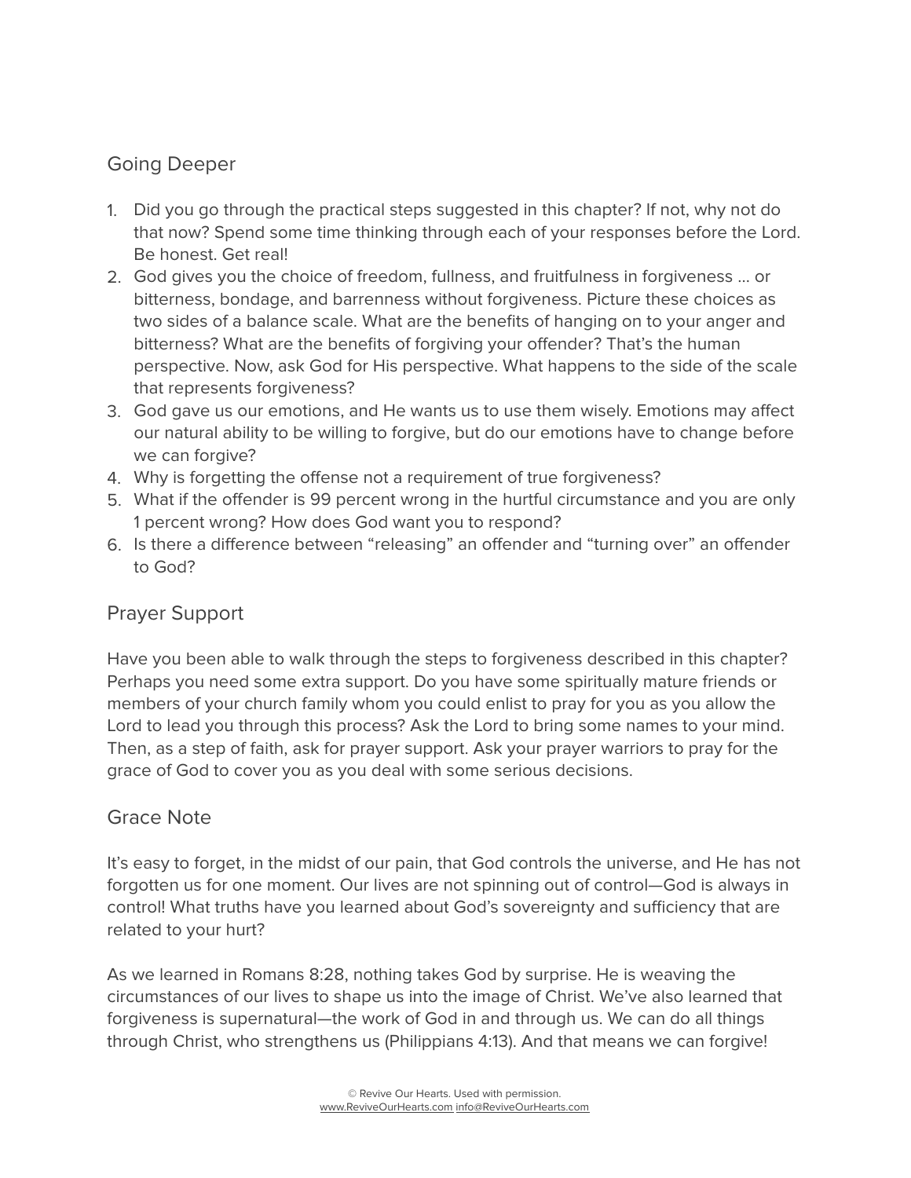## Going Deeper

1. Did you go through the practical steps suggested in this chapter? If not, why not do that now? Spend some time thinking through each of your responses before the Lord. Be honest. Get real!
2. God gives you the choice of freedom, fullness, and fruitfulness in forgiveness … or bitterness, bondage, and barrenness without forgiveness. Picture these choices as two sides of a balance scale. What are the benefits of hanging on to your anger and bitterness? What are the benefits of forgiving your offender? That's the human perspective. Now, ask God for His perspective. What happens to the side of the scale that represents forgiveness?
3. God gave us our emotions, and He wants us to use them wisely. Emotions may affect our natural ability to be willing to forgive, but do our emotions have to change before we can forgive?
4. Why is forgetting the offense not a requirement of true forgiveness?
5. What if the offender is 99 percent wrong in the hurtful circumstance and you are only 1 percent wrong? How does God want you to respond?
6. Is there a difference between "releasing" an offender and "turning over" an offender to God?

## Prayer Support

Have you been able to walk through the steps to forgiveness described in this chapter? Perhaps you need some extra support. Do you have some spiritually mature friends or members of your church family whom you could enlist to pray for you as you allow the Lord to lead you through this process? Ask the Lord to bring some names to your mind. Then, as a step of faith, ask for prayer support. Ask your prayer warriors to pray for the grace of God to cover you as you deal with some serious decisions.

## Grace Note

It's easy to forget, in the midst of our pain, that God controls the universe, and He has not forgotten us for one moment. Our lives are not spinning out of control—God is always in control! What truths have you learned about God's sovereignty and sufficiency that are related to your hurt?

As we learned in Romans 8:28, nothing takes God by surprise. He is weaving the circumstances of our lives to shape us into the image of Christ. We've also learned that forgiveness is supernatural—the work of God in and through us. We can do all things through Christ, who strengthens us (Philippians 4:13). And that means we can forgive!

© Revive Our Hearts. Used with permission.
www.ReviveOurHearts.com info@ReviveOurHearts.com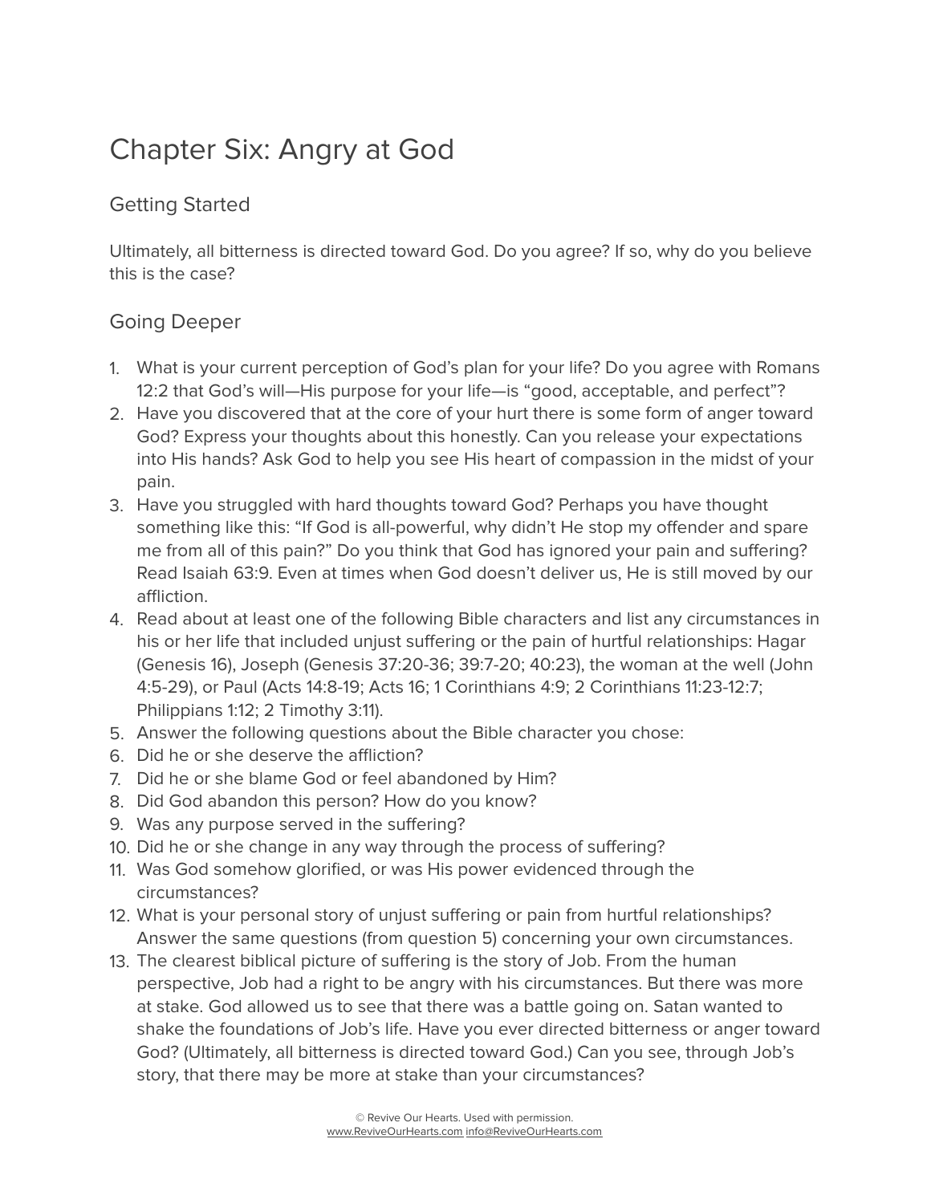# Chapter Six: Angry at God

## Getting Started

Ultimately, all bitterness is directed toward God. Do you agree? If so, why do you believe this is the case?

## Going Deeper

1. What is your current perception of God's plan for your life? Do you agree with Romans 12:2 that God's will—His purpose for your life—is "good, acceptable, and perfect"?
2. Have you discovered that at the core of your hurt there is some form of anger toward God? Express your thoughts about this honestly. Can you release your expectations into His hands? Ask God to help you see His heart of compassion in the midst of your pain.
3. Have you struggled with hard thoughts toward God? Perhaps you have thought something like this: "If God is all-powerful, why didn't He stop my offender and spare me from all of this pain?" Do you think that God has ignored your pain and suffering? Read Isaiah 63:9. Even at times when God doesn't deliver us, He is still moved by our affliction.
4. Read about at least one of the following Bible characters and list any circumstances in his or her life that included unjust suffering or the pain of hurtful relationships: Hagar (Genesis 16), Joseph (Genesis 37:20-36; 39:7-20; 40:23), the woman at the well (John 4:5-29), or Paul (Acts 14:8-19; Acts 16; 1 Corinthians 4:9; 2 Corinthians 11:23-12:7; Philippians 1:12; 2 Timothy 3:11).
5. Answer the following questions about the Bible character you chose:
6. Did he or she deserve the affliction?
7. Did he or she blame God or feel abandoned by Him?
8. Did God abandon this person? How do you know?
9. Was any purpose served in the suffering?
10. Did he or she change in any way through the process of suffering?
11. Was God somehow glorified, or was His power evidenced through the circumstances?
12. What is your personal story of unjust suffering or pain from hurtful relationships? Answer the same questions (from question 5) concerning your own circumstances.
13. The clearest biblical picture of suffering is the story of Job. From the human perspective, Job had a right to be angry with his circumstances. But there was more at stake. God allowed us to see that there was a battle going on. Satan wanted to shake the foundations of Job's life. Have you ever directed bitterness or anger toward God? (Ultimately, all bitterness is directed toward God.) Can you see, through Job's story, that there may be more at stake than your circumstances?

© Revive Our Hearts. Used with permission.
www.ReviveOurHearts.com info@ReviveOurHearts.com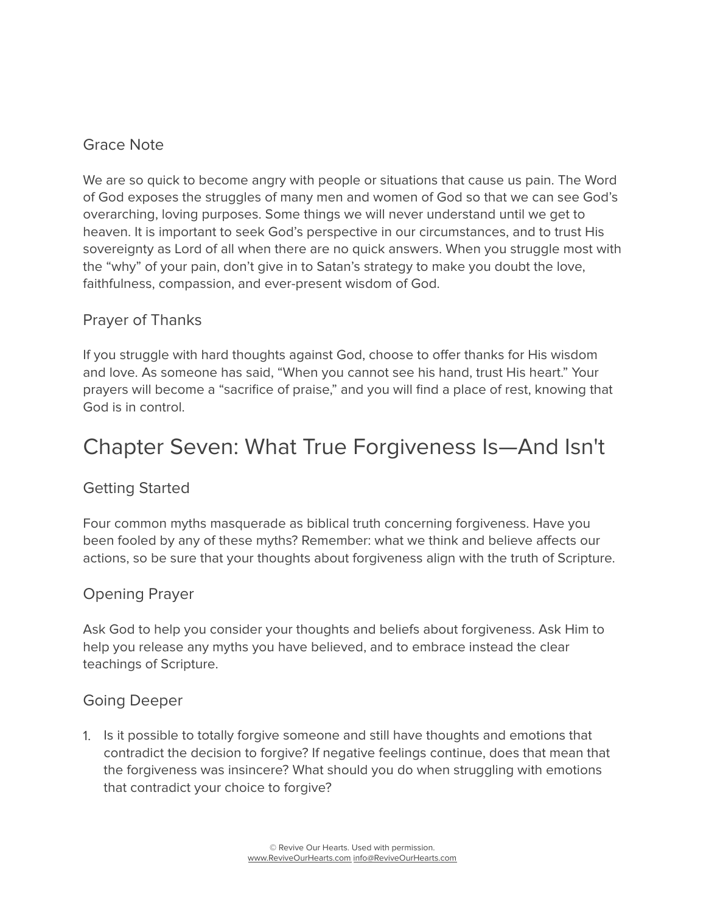### Grace Note

We are so quick to become angry with people or situations that cause us pain. The Word of God exposes the struggles of many men and women of God so that we can see God's overarching, loving purposes. Some things we will never understand until we get to heaven. It is important to seek God's perspective in our circumstances, and to trust His sovereignty as Lord of all when there are no quick answers. When you struggle most with the "why" of your pain, don't give in to Satan's strategy to make you doubt the love, faithfulness, compassion, and ever-present wisdom of God.

### Prayer of Thanks

If you struggle with hard thoughts against God, choose to offer thanks for His wisdom and love. As someone has said, "When you cannot see his hand, trust His heart." Your prayers will become a "sacrifice of praise," and you will find a place of rest, knowing that God is in control.

## Chapter Seven: What True Forgiveness Is—And Isn't

### Getting Started

Four common myths masquerade as biblical truth concerning forgiveness. Have you been fooled by any of these myths? Remember: what we think and believe affects our actions, so be sure that your thoughts about forgiveness align with the truth of Scripture.

### Opening Prayer

Ask God to help you consider your thoughts and beliefs about forgiveness. Ask Him to help you release any myths you have believed, and to embrace instead the clear teachings of Scripture.

### Going Deeper

1. Is it possible to totally forgive someone and still have thoughts and emotions that contradict the decision to forgive? If negative feelings continue, does that mean that the forgiveness was insincere? What should you do when struggling with emotions that contradict your choice to forgive?

© Revive Our Hearts. Used with permission.
www.ReviveOurHearts.com info@ReviveOurHearts.com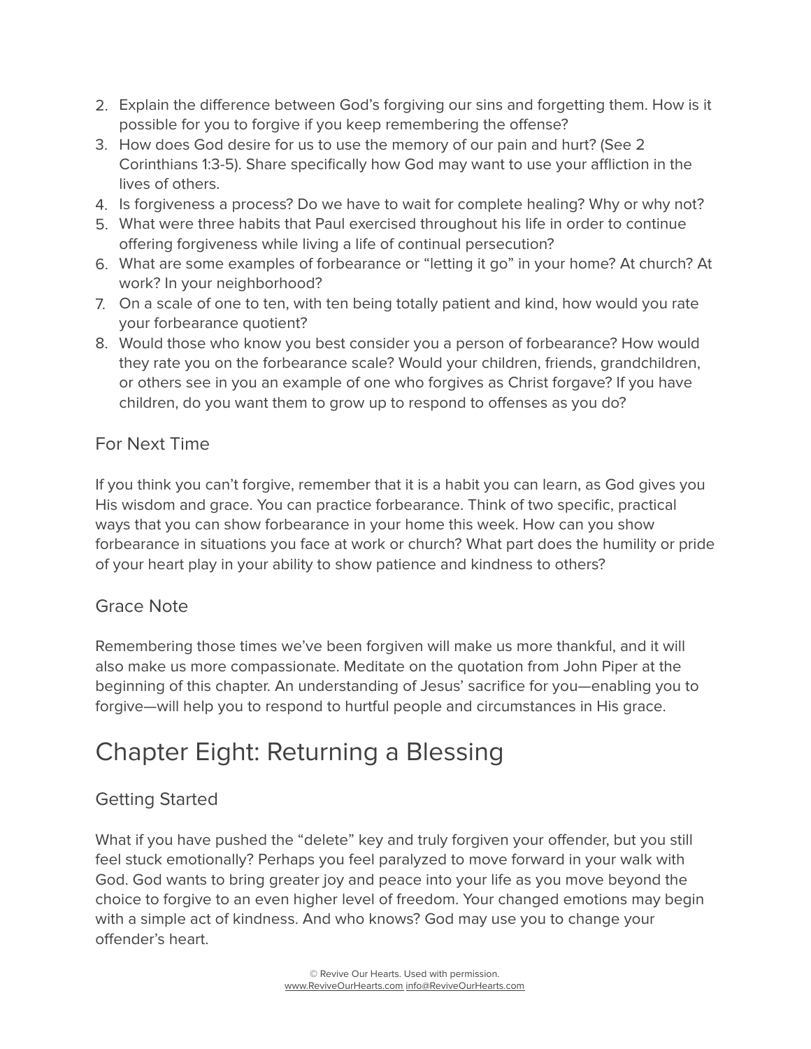2. Explain the difference between God's forgiving our sins and forgetting them. How is it possible for you to forgive if you keep remembering the offense?
3. How does God desire for us to use the memory of our pain and hurt? (See 2 Corinthians 1:3-5). Share specifically how God may want to use your affliction in the lives of others.
4. Is forgiveness a process? Do we have to wait for complete healing? Why or why not?
5. What were three habits that Paul exercised throughout his life in order to continue offering forgiveness while living a life of continual persecution?
6. What are some examples of forbearance or "letting it go" in your home? At church? At work? In your neighborhood?
7. On a scale of one to ten, with ten being totally patient and kind, how would you rate your forbearance quotient?
8. Would those who know you best consider you a person of forbearance? How would they rate you on the forbearance scale? Would your children, friends, grandchildren, or others see in you an example of one who forgives as Christ forgave? If you have children, do you want them to grow up to respond to offenses as you do?

### For Next Time

If you think you can't forgive, remember that it is a habit you can learn, as God gives you His wisdom and grace. You can practice forbearance. Think of two specific, practical ways that you can show forbearance in your home this week. How can you show forbearance in situations you face at work or church? What part does the humility or pride of your heart play in your ability to show patience and kindness to others?

### Grace Note

Remembering those times we've been forgiven will make us more thankful, and it will also make us more compassionate. Meditate on the quotation from John Piper at the beginning of this chapter. An understanding of Jesus' sacrifice for you—enabling you to forgive—will help you to respond to hurtful people and circumstances in His grace.

## Chapter Eight: Returning a Blessing

### Getting Started

What if you have pushed the "delete" key and truly forgiven your offender, but you still feel stuck emotionally? Perhaps you feel paralyzed to move forward in your walk with God. God wants to bring greater joy and peace into your life as you move beyond the choice to forgive to an even higher level of freedom. Your changed emotions may begin with a simple act of kindness. And who knows? God may use you to change your offender's heart.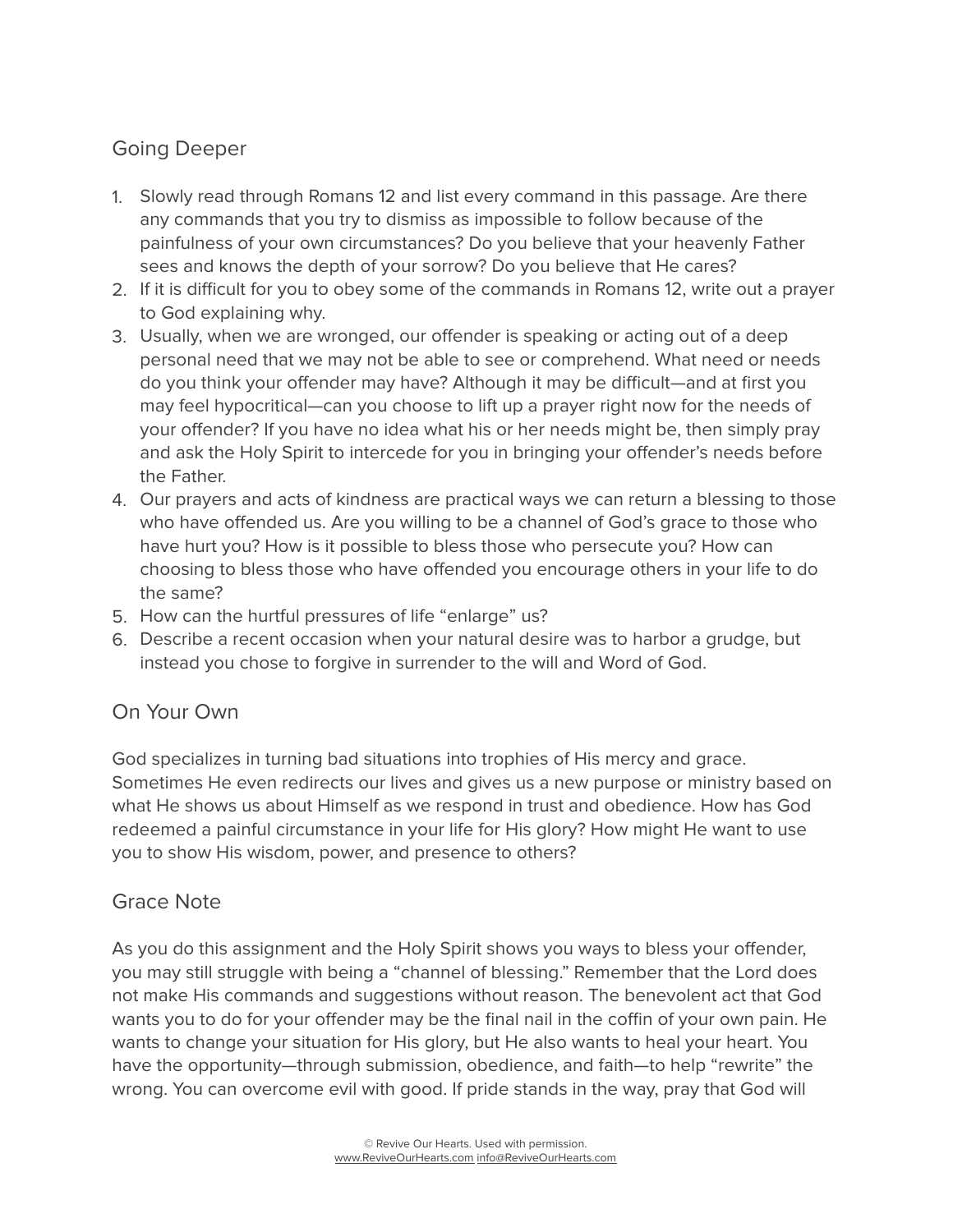## Going Deeper

1. Slowly read through Romans 12 and list every command in this passage. Are there any commands that you try to dismiss as impossible to follow because of the painfulness of your own circumstances? Do you believe that your heavenly Father sees and knows the depth of your sorrow? Do you believe that He cares?
2. If it is difficult for you to obey some of the commands in Romans 12, write out a prayer to God explaining why.
3. Usually, when we are wronged, our offender is speaking or acting out of a deep personal need that we may not be able to see or comprehend. What need or needs do you think your offender may have? Although it may be difficult—and at first you may feel hypocritical—can you choose to lift up a prayer right now for the needs of your offender? If you have no idea what his or her needs might be, then simply pray and ask the Holy Spirit to intercede for you in bringing your offender's needs before the Father.
4. Our prayers and acts of kindness are practical ways we can return a blessing to those who have offended us. Are you willing to be a channel of God's grace to those who have hurt you? How is it possible to bless those who persecute you? How can choosing to bless those who have offended you encourage others in your life to do the same?
5. How can the hurtful pressures of life "enlarge" us?
6. Describe a recent occasion when your natural desire was to harbor a grudge, but instead you chose to forgive in surrender to the will and Word of God.

## On Your Own

God specializes in turning bad situations into trophies of His mercy and grace. Sometimes He even redirects our lives and gives us a new purpose or ministry based on what He shows us about Himself as we respond in trust and obedience. How has God redeemed a painful circumstance in your life for His glory? How might He want to use you to show His wisdom, power, and presence to others?

## Grace Note

As you do this assignment and the Holy Spirit shows you ways to bless your offender, you may still struggle with being a "channel of blessing." Remember that the Lord does not make His commands and suggestions without reason. The benevolent act that God wants you to do for your offender may be the final nail in the coffin of your own pain. He wants to change your situation for His glory, but He also wants to heal your heart. You have the opportunity—through submission, obedience, and faith—to help "rewrite" the wrong. You can overcome evil with good. If pride stands in the way, pray that God will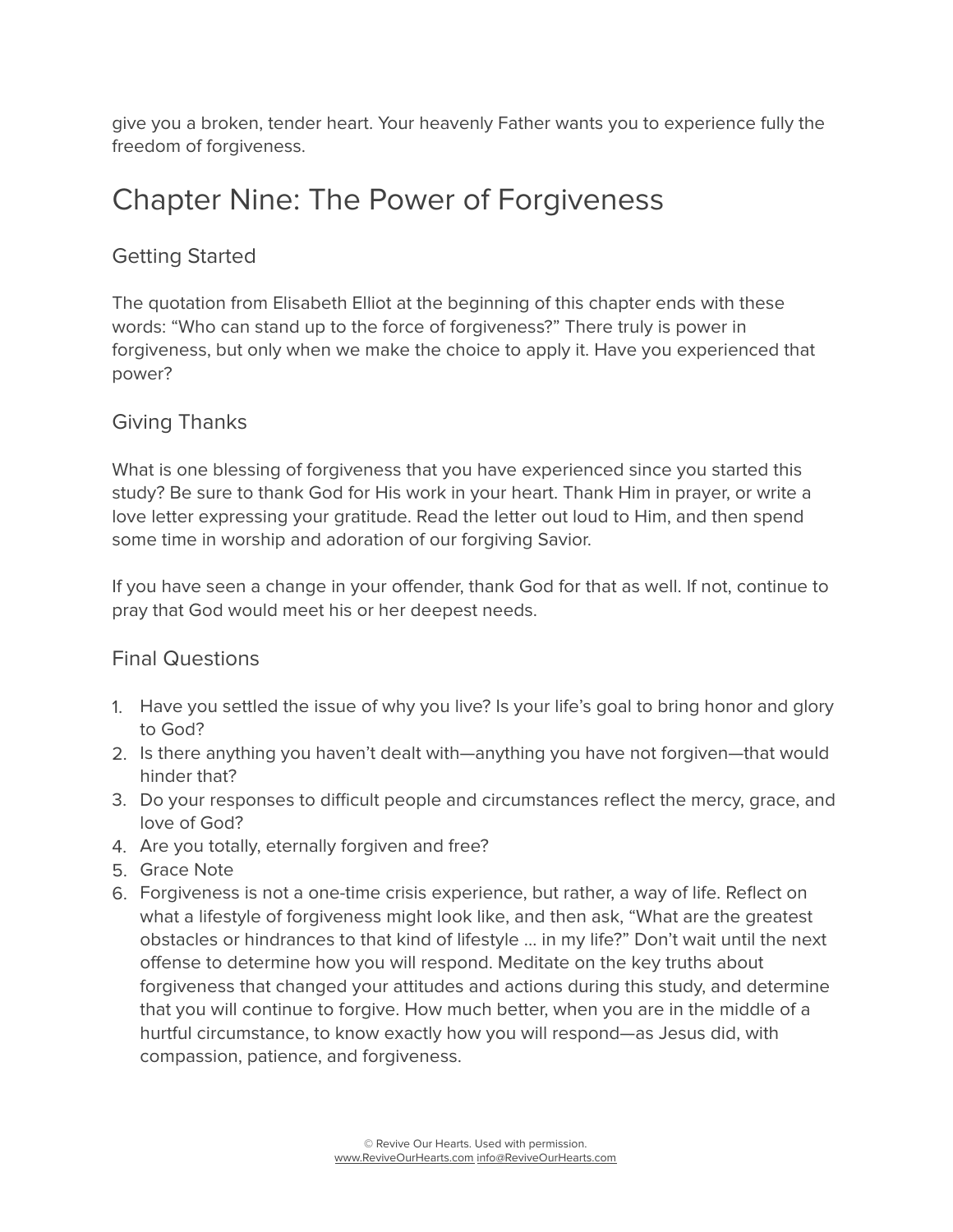give you a broken, tender heart. Your heavenly Father wants you to experience fully the freedom of forgiveness.

# Chapter Nine: The Power of Forgiveness

## Getting Started

The quotation from Elisabeth Elliot at the beginning of this chapter ends with these words: “Who can stand up to the force of forgiveness?” There truly is power in forgiveness, but only when we make the choice to apply it. Have you experienced that power?

## Giving Thanks

What is one blessing of forgiveness that you have experienced since you started this study? Be sure to thank God for His work in your heart. Thank Him in prayer, or write a love letter expressing your gratitude. Read the letter out loud to Him, and then spend some time in worship and adoration of our forgiving Savior.

If you have seen a change in your offender, thank God for that as well. If not, continue to pray that God would meet his or her deepest needs.

## Final Questions

1. Have you settled the issue of why you live? Is your life’s goal to bring honor and glory to God?
2. Is there anything you haven’t dealt with—anything you have not forgiven—that would hinder that?
3. Do your responses to difficult people and circumstances reflect the mercy, grace, and love of God?
4. Are you totally, eternally forgiven and free?
5. Grace Note
6. Forgiveness is not a one-time crisis experience, but rather, a way of life. Reflect on what a lifestyle of forgiveness might look like, and then ask, “What are the greatest obstacles or hindrances to that kind of lifestyle … in my life?” Don’t wait until the next offense to determine how you will respond. Meditate on the key truths about forgiveness that changed your attitudes and actions during this study, and determine that you will continue to forgive. How much better, when you are in the middle of a hurtful circumstance, to know exactly how you will respond—as Jesus did, with compassion, patience, and forgiveness.

© Revive Our Hearts. Used with permission.
www.ReviveOurHearts.com info@ReviveOurHearts.com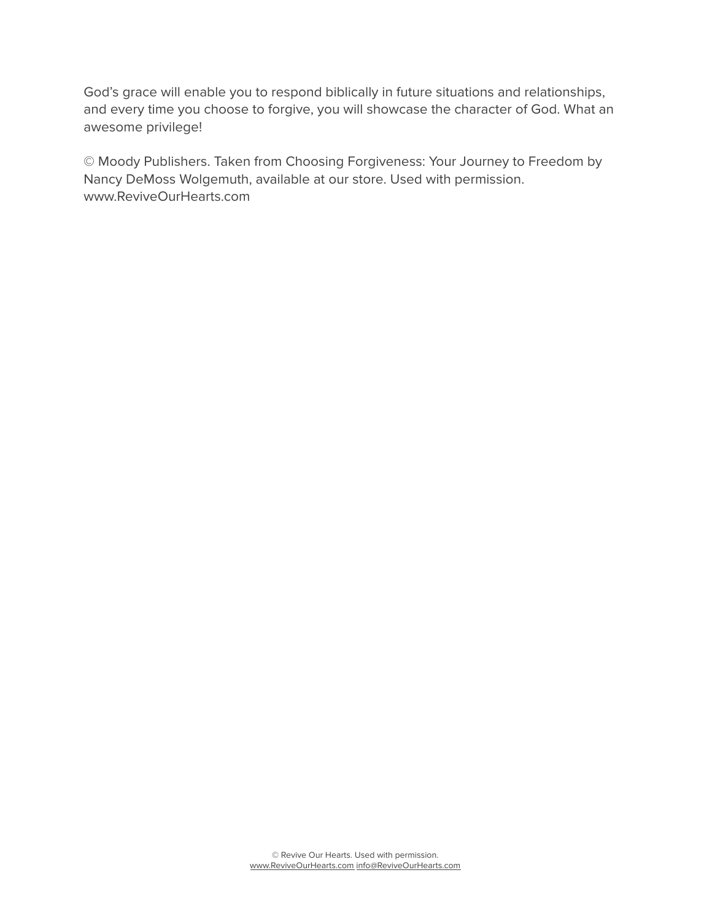God's grace will enable you to respond biblically in future situations and relationships, and every time you choose to forgive, you will showcase the character of God. What an awesome privilege!

© Moody Publishers. Taken from Choosing Forgiveness: Your Journey to Freedom by Nancy DeMoss Wolgemuth, available at our store. Used with permission.
www.ReviveOurHearts.com